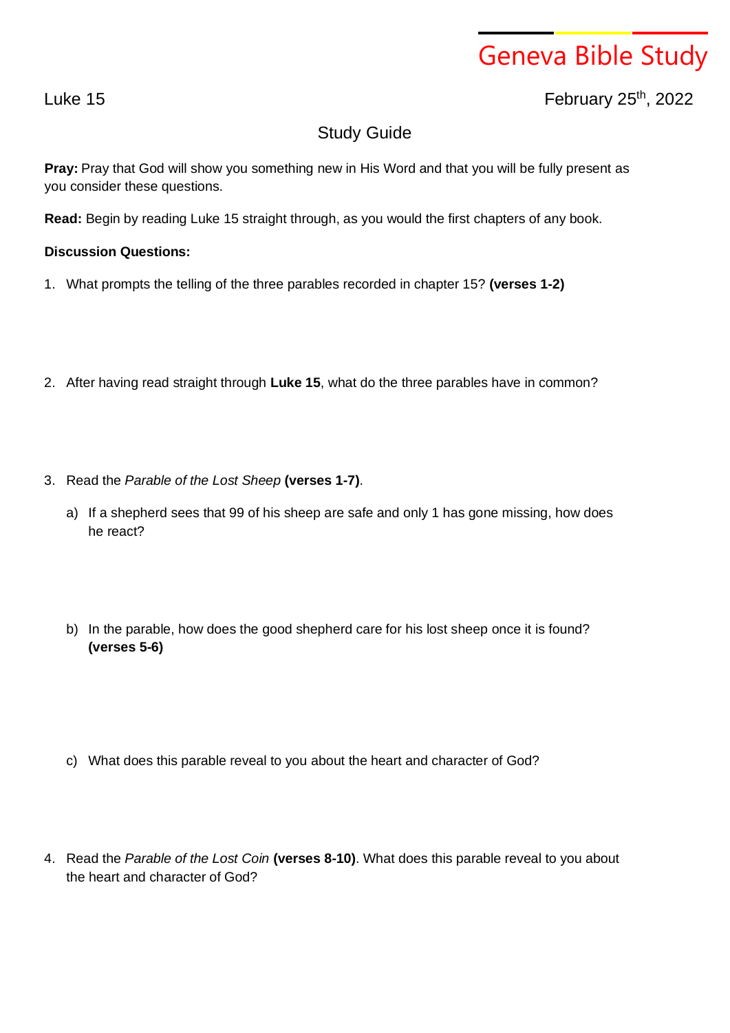# Geneva Bible Study

Luke 15

February 25th, 2022

## Study Guide

**Pray:** Pray that God will show you something new in His Word and that you will be fully present as you consider these questions.

**Read:** Begin by reading Luke 15 straight through, as you would the first chapters of any book.

**Discussion Questions:**

1. What prompts the telling of the three parables recorded in chapter 15? **(verses 1-2)**

2. After having read straight through **Luke 15**, what do the three parables have in common?

3. Read the *Parable of the Lost Sheep* **(verses 1-7)**.

   a) If a shepherd sees that 99 of his sheep are safe and only 1 has gone missing, how does he react?

   b) In the parable, how does the good shepherd care for his lost sheep once it is found? **(verses 5-6)**

   c) What does this parable reveal to you about the heart and character of God?

4. Read the *Parable of the Lost Coin* **(verses 8-10)**. What does this parable reveal to you about the heart and character of God?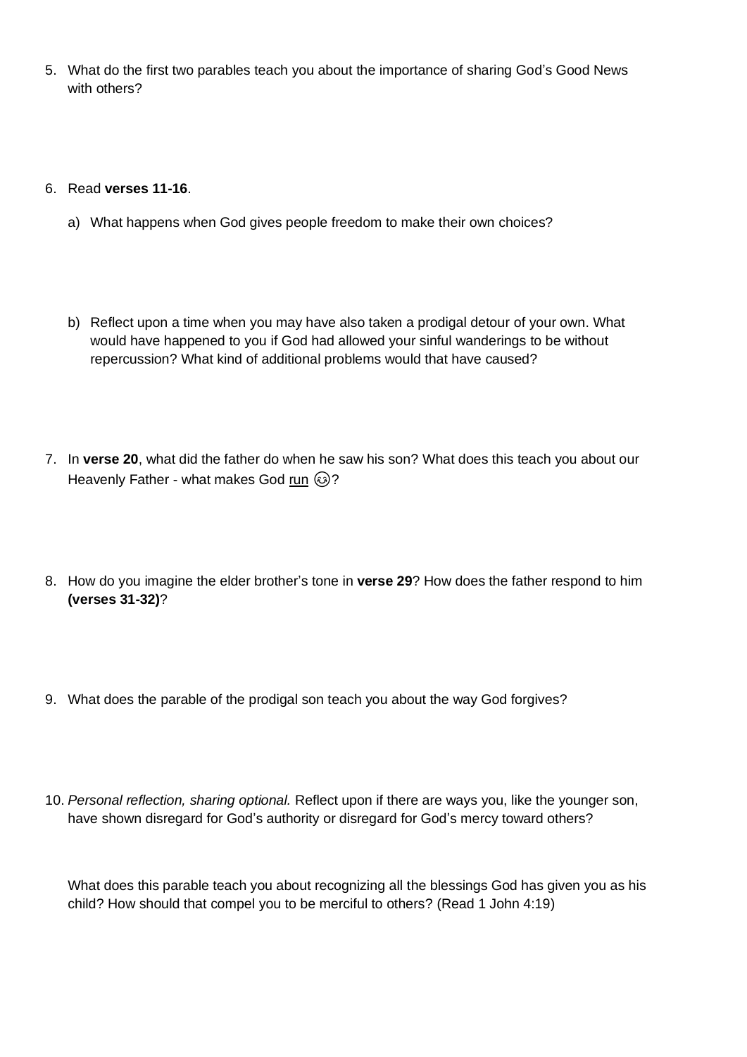5. What do the first two parables teach you about the importance of sharing God's Good News with others?

6. Read **verses 11-16**.

   a) What happens when God gives people freedom to make their own choices?

   b) Reflect upon a time when you may have also taken a prodigal detour of your own. What would have happened to you if God had allowed your sinful wanderings to be without repercussion? What kind of additional problems would that have caused?

7. In **verse 20**, what did the father do when he saw his son? What does this teach you about our Heavenly Father - what makes God <u>run</u> 😉?

8. How do you imagine the elder brother's tone in **verse 29**? How does the father respond to him **(verses 31-32)**?

9. What does the parable of the prodigal son teach you about the way God forgives?

10. *Personal reflection, sharing optional.* Reflect upon if there are ways you, like the younger son, have shown disregard for God's authority or disregard for God's mercy toward others?

    What does this parable teach you about recognizing all the blessings God has given you as his child? How should that compel you to be merciful to others? (Read 1 John 4:19)